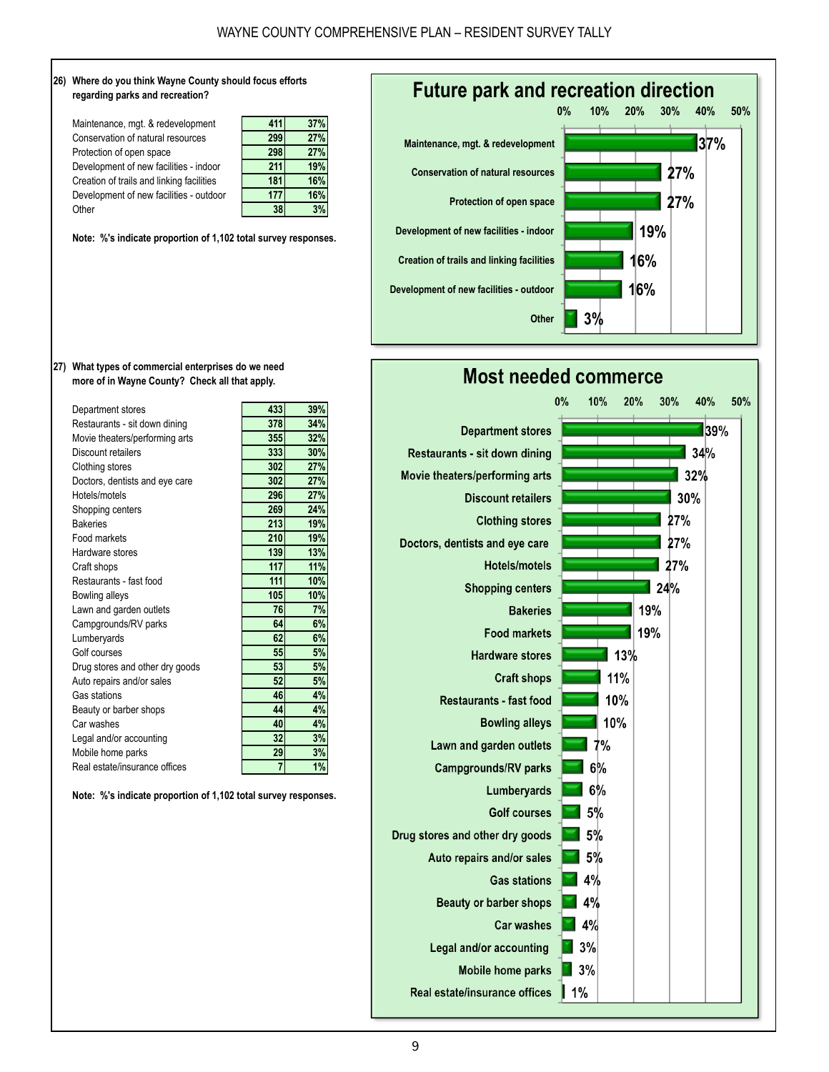**26) Where do you think Wayne County should focus efforts regarding parks and recreation?**

| Response | Count | % |
|---|---|---|
| Maintenance, mgt. & redevelopment | 411 | 37% |
| Conservation of natural resources | 299 | 27% |
| Protection of open space | 298 | 27% |
| Development of new facilities - indoor | 211 | 19% |
| Creation of trails and linking facilities | 181 | 16% |
| Development of new facilities - outdoor | 177 | 16% |
| Other | 38 | 3% |

**Note: %'s indicate proportion of 1,102 total survey responses.**

## Future park and recreation direction

| Category | % |
|---|---|
| Maintenance, mgt. & redevelopment | 37% |
| Conservation of natural resources | 27% |
| Protection of open space | 27% |
| Development of new facilities - indoor | 19% |
| Creation of trails and linking facilities | 16% |
| Development of new facilities - outdoor | 16% |
| Other | 3% |

**27) What types of commercial enterprises do we need more of in Wayne County? Check all that apply.**

| Response | Count | % |
|---|---|---|
| Department stores | 433 | 39% |
| Restaurants - sit down dining | 378 | 34% |
| Movie theaters/performing arts | 355 | 32% |
| Discount retailers | 333 | 30% |
| Clothing stores | 302 | 27% |
| Doctors, dentists and eye care | 302 | 27% |
| Hotels/motels | 296 | 27% |
| Shopping centers | 269 | 24% |
| Bakeries | 213 | 19% |
| Food markets | 210 | 19% |
| Hardware stores | 139 | 13% |
| Craft shops | 117 | 11% |
| Restaurants - fast food | 111 | 10% |
| Bowling alleys | 105 | 10% |
| Lawn and garden outlets | 76 | 7% |
| Campgrounds/RV parks | 64 | 6% |
| Lumberyards | 62 | 6% |
| Golf courses | 55 | 5% |
| Drug stores and other dry goods | 53 | 5% |
| Auto repairs and/or sales | 52 | 5% |
| Gas stations | 46 | 4% |
| Beauty or barber shops | 44 | 4% |
| Car washes | 40 | 4% |
| Legal and/or accounting | 32 | 3% |
| Mobile home parks | 29 | 3% |
| Real estate/insurance offices | 7 | 1% |

**Note: %'s indicate proportion of 1,102 total survey responses.**

## Most needed commerce

| Category | % |
|---|---|
| Department stores | 39% |
| Restaurants - sit down dining | 34% |
| Movie theaters/performing arts | 32% |
| Discount retailers | 30% |
| Clothing stores | 27% |
| Doctors, dentists and eye care | 27% |
| Hotels/motels | 27% |
| Shopping centers | 24% |
| Bakeries | 19% |
| Food markets | 19% |
| Hardware stores | 13% |
| Craft shops | 11% |
| Restaurants - fast food | 10% |
| Bowling alleys | 10% |
| Lawn and garden outlets | 7% |
| Campgrounds/RV parks | 6% |
| Lumberyards | 6% |
| Golf courses | 5% |
| Drug stores and other dry goods | 5% |
| Auto repairs and/or sales | 5% |
| Gas stations | 4% |
| Beauty or barber shops | 4% |
| Car washes | 4% |
| Legal and/or accounting | 3% |
| Mobile home parks | 3% |
| Real estate/insurance offices | 1% |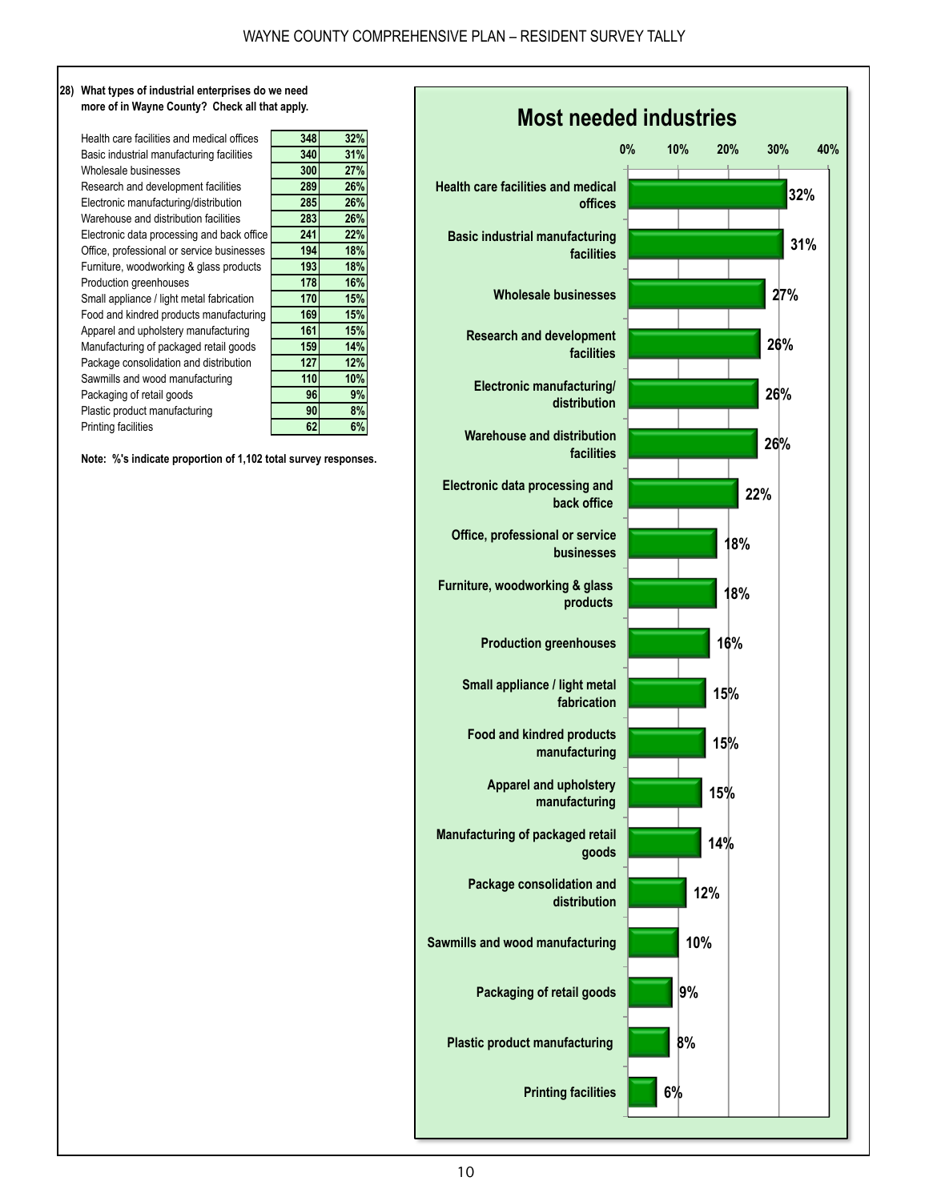**28) What types of industrial enterprises do we need more of in Wayne County? Check all that apply.**

| Industry | Count | % |
|---|---|---|
| Health care facilities and medical offices | 348 | 32% |
| Basic industrial manufacturing facilities | 340 | 31% |
| Wholesale businesses | 300 | 27% |
| Research and development facilities | 289 | 26% |
| Electronic manufacturing/distribution | 285 | 26% |
| Warehouse and distribution facilities | 283 | 26% |
| Electronic data processing and back office | 241 | 22% |
| Office, professional or service businesses | 194 | 18% |
| Furniture, woodworking & glass products | 193 | 18% |
| Production greenhouses | 178 | 16% |
| Small appliance / light metal fabrication | 170 | 15% |
| Food and kindred products manufacturing | 169 | 15% |
| Apparel and upholstery manufacturing | 161 | 15% |
| Manufacturing of packaged retail goods | 159 | 14% |
| Package consolidation and distribution | 127 | 12% |
| Sawmills and wood manufacturing | 110 | 10% |
| Packaging of retail goods | 96 | 9% |
| Plastic product manufacturing | 90 | 8% |
| Printing facilities | 62 | 6% |

**Note: %'s indicate proportion of 1,102 total survey responses.**

## Most needed industries

| Industry | % |
|---|---|
| Health care facilities and medical offices | 32% |
| Basic industrial manufacturing facilities | 31% |
| Wholesale businesses | 27% |
| Research and development facilities | 26% |
| Electronic manufacturing/ distribution | 26% |
| Warehouse and distribution facilities | 26% |
| Electronic data processing and back office | 22% |
| Office, professional or service businesses | 18% |
| Furniture, woodworking & glass products | 18% |
| Production greenhouses | 16% |
| Small appliance / light metal fabrication | 15% |
| Food and kindred products manufacturing | 15% |
| Apparel and upholstery manufacturing | 15% |
| Manufacturing of packaged retail goods | 14% |
| Package consolidation and distribution | 12% |
| Sawmills and wood manufacturing | 10% |
| Packaging of retail goods | 9% |
| Plastic product manufacturing | 8% |
| Printing facilities | 6% |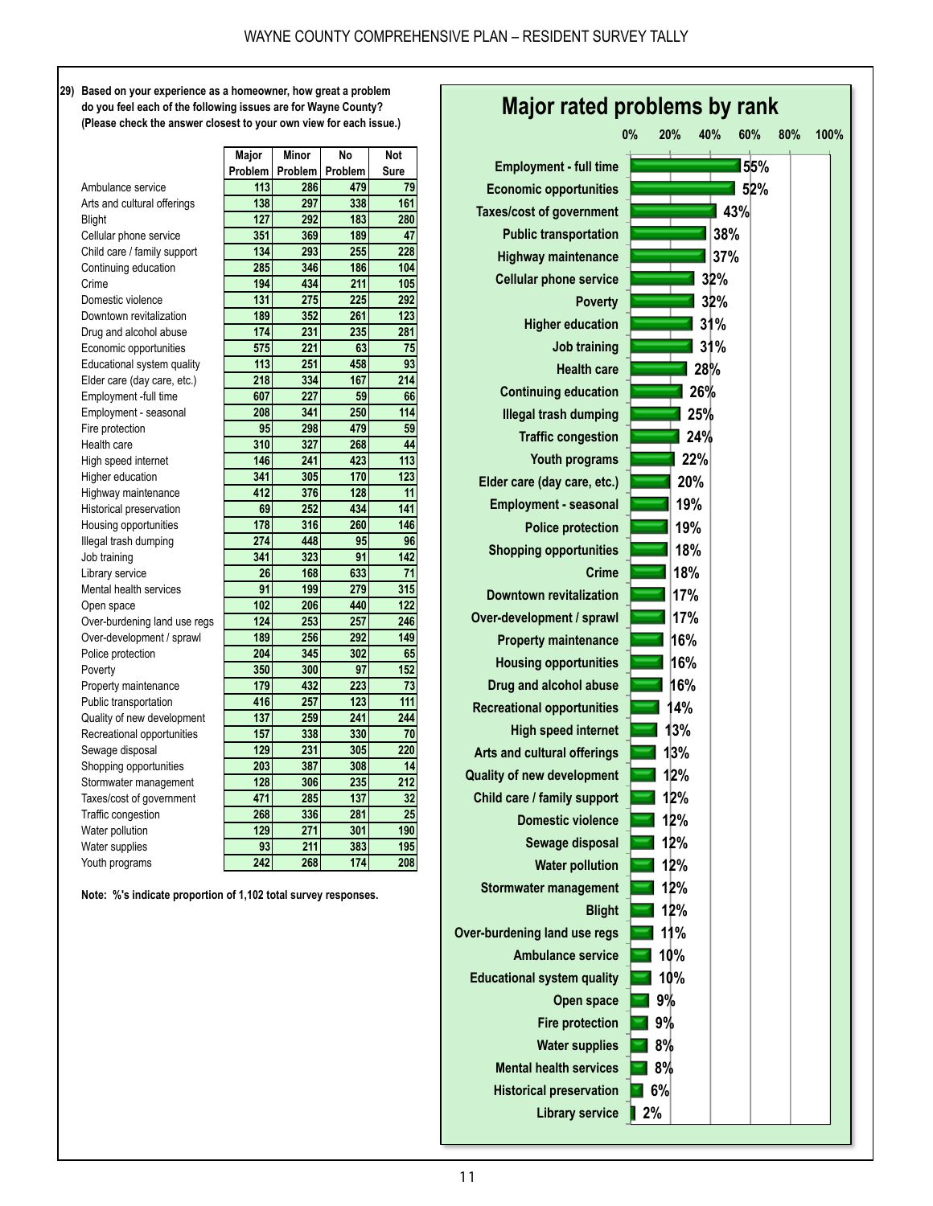**29) Based on your experience as a homeowner, how great a problem do you feel each of the following issues are for Wayne County? (Please check the answer closest to your own view for each issue.)**

| | Major Problem | Minor Problem | No Problem | Not Sure |
|---|---|---|---|---|
| Ambulance service | 113 | 286 | 479 | 79 |
| Arts and cultural offerings | 138 | 297 | 338 | 161 |
| Blight | 127 | 292 | 183 | 280 |
| Cellular phone service | 351 | 369 | 189 | 47 |
| Child care / family support | 134 | 293 | 255 | 228 |
| Continuing education | 285 | 346 | 186 | 104 |
| Crime | 194 | 434 | 211 | 105 |
| Domestic violence | 131 | 275 | 225 | 292 |
| Downtown revitalization | 189 | 352 | 261 | 123 |
| Drug and alcohol abuse | 174 | 231 | 235 | 281 |
| Economic opportunities | 575 | 221 | 63 | 75 |
| Educational system quality | 113 | 251 | 458 | 93 |
| Elder care (day care, etc.) | 218 | 334 | 167 | 214 |
| Employment -full time | 607 | 227 | 59 | 66 |
| Employment - seasonal | 208 | 341 | 250 | 114 |
| Fire protection | 95 | 298 | 479 | 59 |
| Health care | 310 | 327 | 268 | 44 |
| High speed internet | 146 | 241 | 423 | 113 |
| Higher education | 341 | 305 | 170 | 123 |
| Highway maintenance | 412 | 376 | 128 | 11 |
| Historical preservation | 69 | 252 | 434 | 141 |
| Housing opportunities | 178 | 316 | 260 | 146 |
| Illegal trash dumping | 274 | 448 | 95 | 96 |
| Job training | 341 | 323 | 91 | 142 |
| Library service | 26 | 168 | 633 | 71 |
| Mental health services | 91 | 199 | 279 | 315 |
| Open space | 102 | 206 | 440 | 122 |
| Over-burdening land use regs | 124 | 253 | 257 | 246 |
| Over-development / sprawl | 189 | 256 | 292 | 149 |
| Police protection | 204 | 345 | 302 | 65 |
| Poverty | 350 | 300 | 97 | 152 |
| Property maintenance | 179 | 432 | 223 | 73 |
| Public transportation | 416 | 257 | 123 | 111 |
| Quality of new development | 137 | 259 | 241 | 244 |
| Recreational opportunities | 157 | 338 | 330 | 70 |
| Sewage disposal | 129 | 231 | 305 | 220 |
| Shopping opportunities | 203 | 387 | 308 | 14 |
| Stormwater management | 128 | 306 | 235 | 212 |
| Taxes/cost of government | 471 | 285 | 137 | 32 |
| Traffic congestion | 268 | 336 | 281 | 25 |
| Water pollution | 129 | 271 | 301 | 190 |
| Water supplies | 93 | 211 | 383 | 195 |
| Youth programs | 242 | 268 | 174 | 208 |

**Note: %'s indicate proportion of 1,102 total survey responses.**

## Major rated problems by rank

0% 20% 40% 60% 80% 100%

Employment - full time 55%
Economic opportunities 52%
Taxes/cost of government 43%
Public transportation 38%
Highway maintenance 37%
Cellular phone service 32%
Poverty 32%
Higher education 31%
Job training 31%
Health care 28%
Continuing education 26%
Illegal trash dumping 25%
Traffic congestion 24%
Youth programs 22%
Elder care (day care, etc.) 20%
Employment - seasonal 19%
Police protection 19%
Shopping opportunities 18%
Crime 18%
Downtown revitalization 17%
Over-development / sprawl 17%
Property maintenance 16%
Housing opportunities 16%
Drug and alcohol abuse 16%
Recreational opportunities 14%
High speed internet 13%
Arts and cultural offerings 13%
Quality of new development 12%
Child care / family support 12%
Domestic violence 12%
Sewage disposal 12%
Water pollution 12%
Stormwater management 12%
Blight 12%
Over-burdening land use regs 11%
Ambulance service 10%
Educational system quality 10%
Open space 9%
Fire protection 9%
Water supplies 8%
Mental health services 8%
Historical preservation 6%
Library service 2%